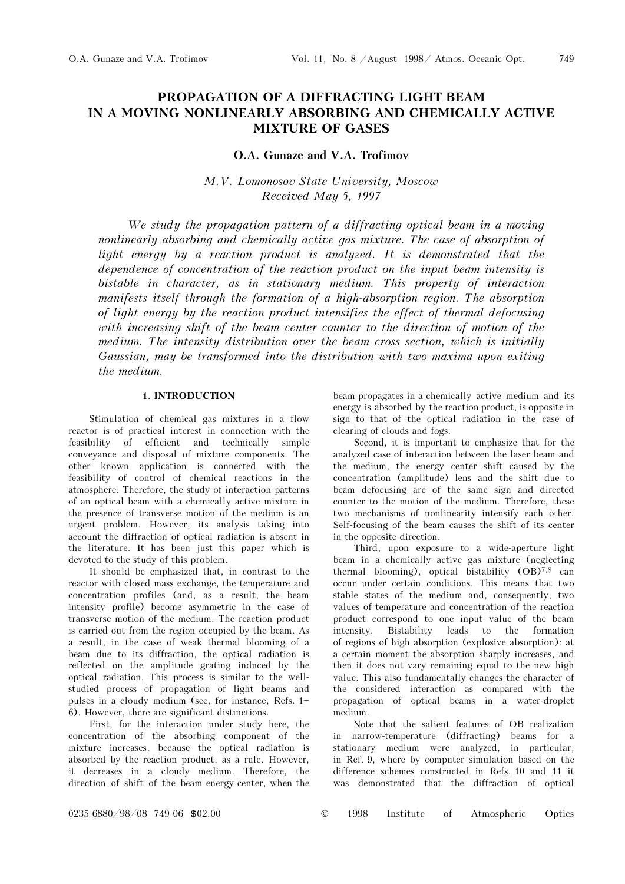# PROPAGATION OF A DIFFRACTING LIGHT BEAM IN A MOVING NONLINEARLY ABSORBING AND CHEMICALLY ACTIVE MIXTURE OF GASES

**O.A. Gunaze and V.A. Trofimov**

*M.V. Lomonosov State University, Moscow*
*Received May 5, 1997*

*We study the propagation pattern of a diffracting optical beam in a moving nonlinearly absorbing and chemically active gas mixture. The case of absorption of light energy by a reaction product is analyzed. It is demonstrated that the dependence of concentration of the reaction product on the input beam intensity is bistable in character, as in stationary medium. This property of interaction manifests itself through the formation of a high-absorption region. The absorption of light energy by the reaction product intensifies the effect of thermal defocusing with increasing shift of the beam center counter to the direction of motion of the medium. The intensity distribution over the beam cross section, which is initially Gaussian, may be transformed into the distribution with two maxima upon exiting the medium.*

## 1. INTRODUCTION

Stimulation of chemical gas mixtures in a flow reactor is of practical interest in connection with the feasibility of efficient and technically simple conveyance and disposal of mixture components. The other known application is connected with the feasibility of control of chemical reactions in the atmosphere. Therefore, the study of interaction patterns of an optical beam with a chemically active mixture in the presence of transverse motion of the medium is an urgent problem. However, its analysis taking into account the diffraction of optical radiation is absent in the literature. It has been just this paper which is devoted to the study of this problem.

It should be emphasized that, in contrast to the reactor with closed mass exchange, the temperature and concentration profiles (and, as a result, the beam intensity profile) become asymmetric in the case of transverse motion of the medium. The reaction product is carried out from the region occupied by the beam. As a result, in the case of weak thermal blooming of a beam due to its diffraction, the optical radiation is reflected on the amplitude grating induced by the optical radiation. This process is similar to the well-studied process of propagation of light beams and pulses in a cloudy medium (see, for instance, Refs. 1–6). However, there are significant distinctions.

First, for the interaction under study here, the concentration of the absorbing component of the mixture increases, because the optical radiation is absorbed by the reaction product, as a rule. However, it decreases in a cloudy medium. Therefore, the direction of shift of the beam energy center, when the beam propagates in a chemically active medium and its energy is absorbed by the reaction product, is opposite in sign to that of the optical radiation in the case of clearing of clouds and fogs.

Second, it is important to emphasize that for the analyzed case of interaction between the laser beam and the medium, the energy center shift caused by the concentration (amplitude) lens and the shift due to beam defocusing are of the same sign and directed counter to the motion of the medium. Therefore, these two mechanisms of nonlinearity intensify each other. Self-focusing of the beam causes the shift of its center in the opposite direction.

Third, upon exposure to a wide-aperture light beam in a chemically active gas mixture (neglecting thermal blooming), optical bistability (OB)[7,8] can occur under certain conditions. This means that two stable states of the medium and, consequently, two values of temperature and concentration of the reaction product correspond to one input value of the beam intensity. Bistability leads to the formation of regions of high absorption (explosive absorption): at a certain moment the absorption sharply increases, and then it does not vary remaining equal to the new high value. This also fundamentally changes the character of the considered interaction as compared with the propagation of optical beams in a water-droplet medium.

Note that the salient features of OB realization in narrow-temperature (diffracting) beams for a stationary medium were analyzed, in particular, in Ref. 9, where by computer simulation based on the difference schemes constructed in Refs. 10 and 11 it was demonstrated that the diffraction of optical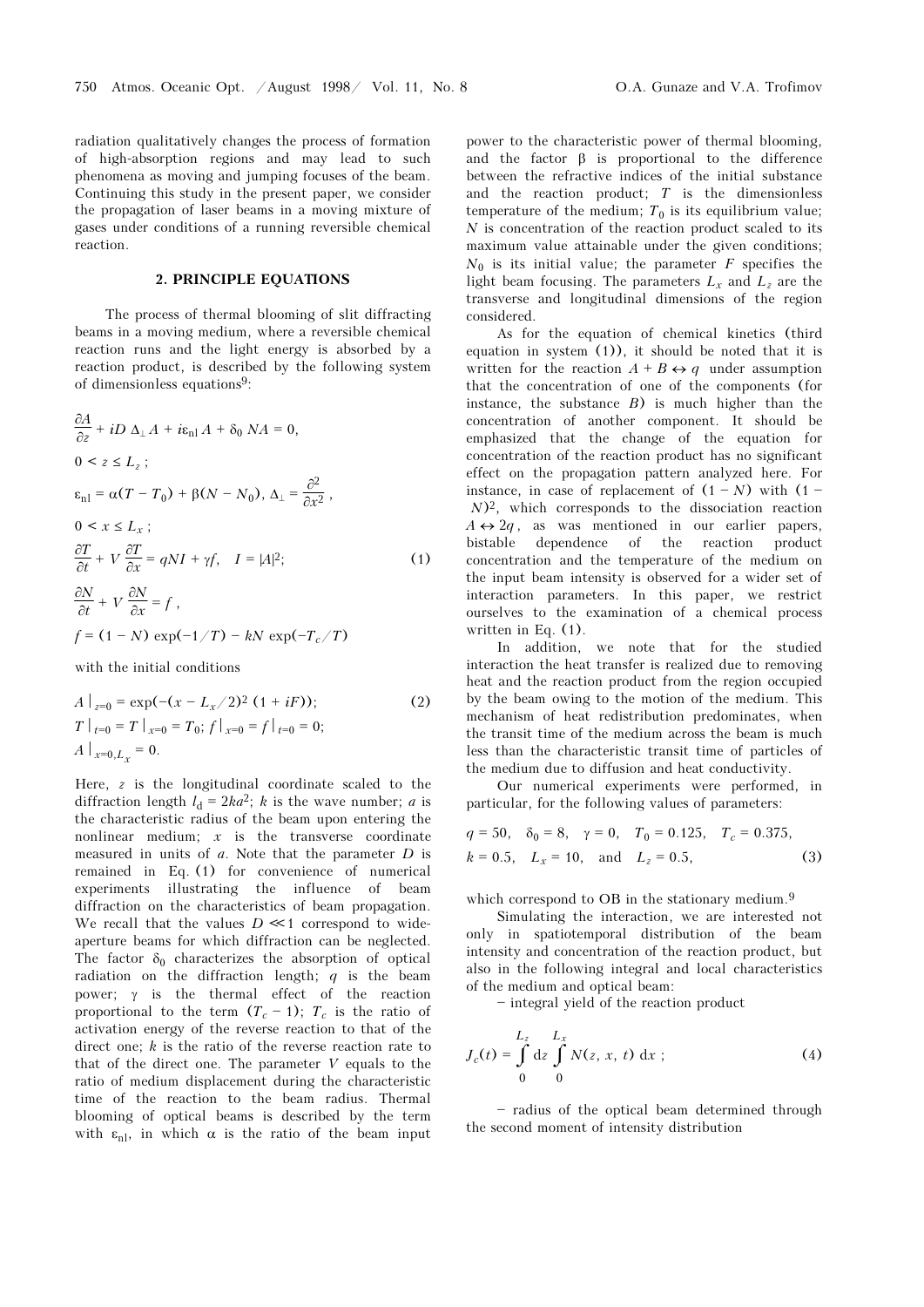radiation qualitatively changes the process of formation of high-absorption regions and may lead to such phenomena as moving and jumping focuses of the beam. Continuing this study in the present paper, we consider the propagation of laser beams in a moving mixture of gases under conditions of a running reversible chemical reaction.

## 2. PRINCIPLE EQUATIONS

The process of thermal blooming of slit diffracting beams in a moving medium, where a reversible chemical reaction runs and the light energy is absorbed by a reaction product, is described by the following system of dimensionless equations[9]:

$$
\begin{aligned}
&\frac{\partial A}{\partial z} + iD\,\Delta_\perp A + i\varepsilon_{\rm nl} A + \delta_0 NA = 0,\\
&0 < z \le L_z;\\
&\varepsilon_{\rm nl} = \alpha(T - T_0) + \beta(N - N_0),\ \Delta_\perp = \frac{\partial^2}{\partial x^2},\\
&0 < x \le L_x;\\
&\frac{\partial T}{\partial t} + V\frac{\partial T}{\partial x} = qNI + \gamma f, \quad I = |A|^2; \qquad (1)\\
&\frac{\partial N}{\partial t} + V\frac{\partial N}{\partial x} = f,\\
&f = (1 - N)\exp(-1/T) - kN\exp(-T_c/T)
\end{aligned}
$$

with the initial conditions

$$
\begin{aligned}
&A\,|_{z=0} = \exp(-(x - L_x/2)^2\,(1 + iF)); \qquad (2)\\
&T\,|_{t=0} = T\,|_{x=0} = T_0;\ f\,|_{x=0} = f\,|_{t=0} = 0;\\
&A\,|_{x=0,L_x} = 0.
\end{aligned}
$$

Here, $z$ is the longitudinal coordinate scaled to the diffraction length $l_d = 2ka^2$; $k$ is the wave number; $a$ is the characteristic radius of the beam upon entering the nonlinear medium; $x$ is the transverse coordinate measured in units of $a$. Note that the parameter $D$ is remained in Eq. (1) for convenience of numerical experiments illustrating the influence of beam diffraction on the characteristics of beam propagation. We recall that the values $D \ll 1$ correspond to wide-aperture beams for which diffraction can be neglected. The factor $\delta_0$ characterizes the absorption of optical radiation on the diffraction length; $q$ is the beam power; $\gamma$ is the thermal effect of the reaction proportional to the term $(T_c - 1)$; $T_c$ is the ratio of activation energy of the reverse reaction to that of the direct one; $k$ is the ratio of the reverse reaction rate to that of the direct one. The parameter $V$ equals to the ratio of medium displacement during the characteristic time of the reaction to the beam radius. Thermal blooming of optical beams is described by the term with $\varepsilon_{\rm nl}$, in which $\alpha$ is the ratio of the beam input power to the characteristic power of thermal blooming, and the factor $\beta$ is proportional to the difference between the refractive indices of the initial substance and the reaction product; $T$ is the dimensionless temperature of the medium; $T_0$ is its equilibrium value; $N$ is concentration of the reaction product scaled to its maximum value attainable under the given conditions; $N_0$ is its initial value; the parameter $F$ specifies the light beam focusing. The parameters $L_x$ and $L_z$ are the transverse and longitudinal dimensions of the region considered.

As for the equation of chemical kinetics (third equation in system (1)), it should be noted that it is written for the reaction $A + B \leftrightarrow q$ under assumption that the concentration of one of the components (for instance, the substance $B$) is much higher than the concentration of another component. It should be emphasized that the change of the equation for concentration of the reaction product has no significant effect on the propagation pattern analyzed here. For instance, in case of replacement of $(1 - N)$ with $(1 - N)^2$, which corresponds to the dissociation reaction $A \leftrightarrow 2q$, as was mentioned in our earlier papers, bistable dependence of the reaction product concentration and the temperature of the medium on the input beam intensity is observed for a wider set of interaction parameters. In this paper, we restrict ourselves to the examination of a chemical process written in Eq. (1).

In addition, we note that for the studied interaction the heat transfer is realized due to removing heat and the reaction product from the region occupied by the beam owing to the motion of the medium. This mechanism of heat redistribution predominates, when the transit time of the medium across the beam is much less than the characteristic transit time of particles of the medium due to diffusion and heat conductivity.

Our numerical experiments were performed, in particular, for the following values of parameters:

$$
\begin{aligned}
&q = 50,\quad \delta_0 = 8,\quad \gamma = 0,\quad T_0 = 0.125,\quad T_c = 0.375,\\
&k = 0.5,\quad L_x = 10,\quad \text{and}\quad L_z = 0.5, \qquad (3)
\end{aligned}
$$

which correspond to OB in the stationary medium.[9]

Simulating the interaction, we are interested not only in spatiotemporal distribution of the beam intensity and concentration of the reaction product, but also in the following integral and local characteristics of the medium and optical beam:

– integral yield of the reaction product

$$
J_c(t) = \int\limits_0^{L_z} dz \int\limits_0^{L_x} N(z, x, t)\,dx\,; \qquad (4)
$$

– radius of the optical beam determined through the second moment of intensity distribution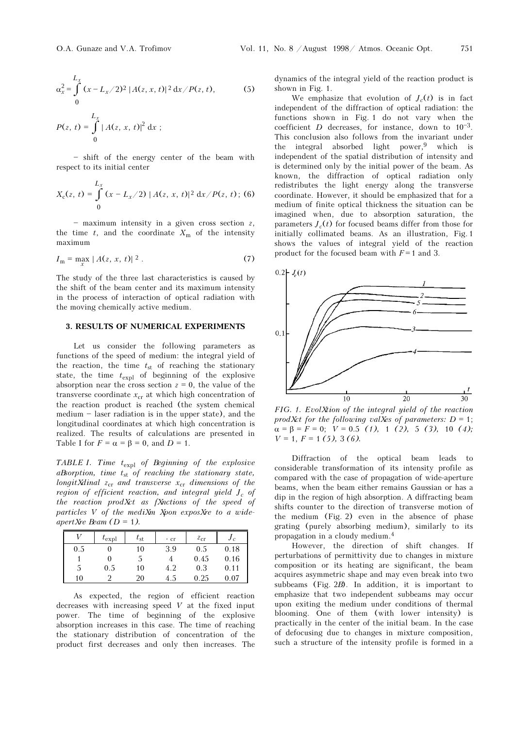$$\alpha_x^2 = \int_0^{L_x} (x - L_x/2)^2 \, |A(z, x, t)|^2 \, dx / P(z, t), \qquad (5)$$

$$P(z, t) = \int_0^{L_x} |A(z, x, t)|^2 \, dx ;$$

– shift of the energy center of the beam with respect to its initial center

$$X_c(z, t) = \int_0^{L_x} (x - L_x/2) \, |A(z, x, t)|^2 \, dx / P(z, t) ; \qquad (6)$$

– maximum intensity in a given cross section $z$, the time $t$, and the coordinate $X_m$ of the intensity maximum

$$I_m = \max_x |A(z, x, t)|^2 . \qquad (7)$$

The study of the three last characteristics is caused by the shift of the beam center and its maximum intensity in the process of interaction of optical radiation with the moving chemically active medium.

### 3. RESULTS OF NUMERICAL EXPERIMENTS

Let us consider the following parameters as functions of the speed of medium: the integral yield of the reaction, the time $t_{st}$ of reaching the stationary state, the time $t_{expl}$ of beginning of the explosive absorption near the cross section $z = 0$, the value of the transverse coordinate $x_{cr}$ at which high concentration of the reaction product is reached (the system chemical medium – laser radiation is in the upper state), and the longitudinal coordinates at which high concentration is realized. The results of calculations are presented in Table I for $F = \alpha = \beta = 0$, and $D = 1$.

*TABLE I. Time $t_{expl}$ of Beginning of the explosive aBsorption, time $t_{st}$ of reaching the stationary state, longitXdinal $z_{cr}$ and transverse $x_{cr}$ dimensions of the region of efficient reaction, and integral yield $J_c$ of the reaction prodXct as fXnctions of the speed of particles $V$ of the mediXm Xpon exposXre to a wide-apertXre Beam ($D = 1$).*

| $V$ | $t_{expl}$ | $t_{st}$ | $x_{cr}$ | $z_{cr}$ | $J_c$ |
|---|---|---|---|---|---|
| 0.5 | 0 | 10 | 3.9 | 0.5 | 0.18 |
| 1 | 0 | 5 | 4 | 0.45 | 0.16 |
| 5 | 0.5 | 10 | 4.2 | 0.3 | 0.11 |
| 10 | 2 | 20 | 4.5 | 0.25 | 0.07 |

As expected, the region of efficient reaction decreases with increasing speed $V$ at the fixed input power. The time of beginning of the explosive absorption increases in this case. The time of reaching the stationary distribution of concentration of the product first decreases and only then increases. The dynamics of the integral yield of the reaction product is shown in Fig. 1.

We emphasize that evolution of $J_c(t)$ is in fact independent of the diffraction of optical radiation: the functions shown in Fig. 1 do not vary when the coefficient $D$ decreases, for instance, down to $10^{-3}$. This conclusion also follows from the invariant under the integral absorbed light power,[9] which is independent of the spatial distribution of intensity and is determined only by the initial power of the beam. As known, the diffraction of optical radiation only redistributes the light energy along the transverse coordinate. However, it should be emphasized that for a medium of finite optical thickness the situation can be imagined when, due to absorption saturation, the parameters $J_c(t)$ for focused beams differ from those for initially collimated beams. As an illustration, Fig. 1 shows the values of integral yield of the reaction product for the focused beam with $F = 1$ and 3.

*FIG. 1. EvolXtion of the integral yield of the reaction prodXct for the following valXes of parameters: $D = 1$; $\alpha = \beta = F = 0$; $V = 0.5$ (1), 1 (2), 5 (3), 10 (4); $V = 1$, $F = 1$ (5), 3 (6).*

Diffraction of the optical beam leads to considerable transformation of its intensity profile as compared with the case of propagation of wide-aperture beams, when the beam either remains Gaussian or has a dip in the region of high absorption. A diffracting beam shifts counter to the direction of transverse motion of the medium (Fig. 2) even in the absence of phase grating (purely absorbing medium), similarly to its propagation in a cloudy medium.[4]

However, the direction of shift changes. If perturbations of permittivity due to changes in mixture composition or its heating are significant, the beam acquires asymmetric shape and may even break into two subbeams (Fig. 2B). In addition, it is important to emphasize that two independent subbeams may occur upon exiting the medium under conditions of thermal blooming. One of them (with lower intensity) is practically in the center of the initial beam. In the case of defocusing due to changes in mixture composition, such a structure of the intensity profile is formed in a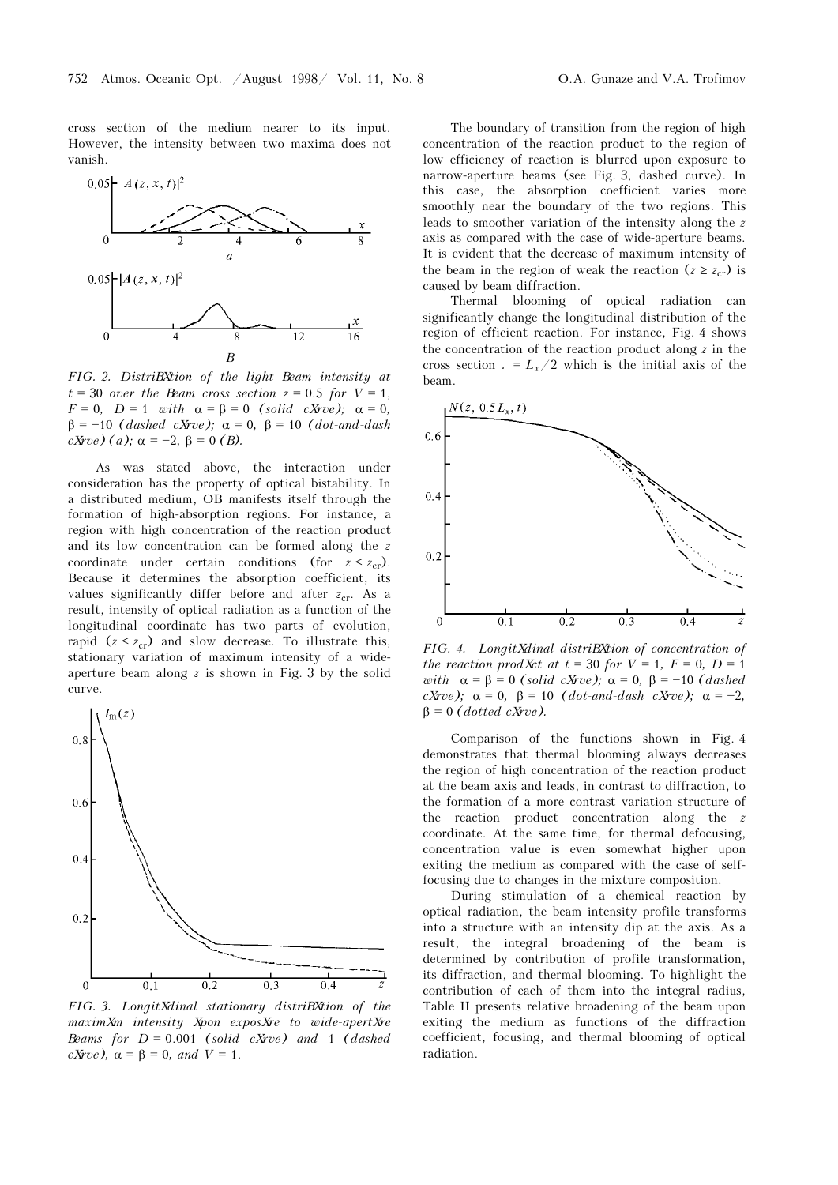cross section of the medium nearer to its input. However, the intensity between two maxima does not vanish.

FIG. 2. Distribution of the light beam intensity at $t = 30$ over the beam cross section $z = 0.5$ for $V = 1$, $F = 0$, $D = 1$ with $\alpha = \beta = 0$ (solid curve); $\alpha = 0$, $\beta = -10$ (dashed curve); $\alpha = 0$, $\beta = 10$ (dot-and-dash curve) (a); $\alpha = -2$, $\beta = 0$ (b).

As was stated above, the interaction under consideration has the property of optical bistability. In a distributed medium, OB manifests itself through the formation of high-absorption regions. For instance, a region with high concentration of the reaction product and its low concentration can be formed along the $z$ coordinate under certain conditions (for $z \le z_{cr}$). Because it determines the absorption coefficient, its values significantly differ before and after $z_{cr}$. As a result, intensity of optical radiation as a function of the longitudinal coordinate has two parts of evolution, rapid ($z \le z_{cr}$) and slow decrease. To illustrate this, stationary variation of maximum intensity of a wide-aperture beam along $z$ is shown in Fig. 3 by the solid curve.

FIG. 3. Longitudinal stationary distribution of the maximum intensity upon exposure to wide-aperture beams for $D = 0.001$ (solid curve) and 1 (dashed curve), $\alpha = \beta = 0$, and $V = 1$.

The boundary of transition from the region of high concentration of the reaction product to the region of low efficiency of reaction is blurred upon exposure to narrow-aperture beams (see Fig. 3, dashed curve). In this case, the absorption coefficient varies more smoothly near the boundary of the two regions. This leads to smoother variation of the intensity along the $z$ axis as compared with the case of wide-aperture beams. It is evident that the decrease of maximum intensity of the beam in the region of weak the reaction ($z \ge z_{cr}$) is caused by beam diffraction.

Thermal blooming of optical radiation can significantly change the longitudinal distribution of the region of efficient reaction. For instance, Fig. 4 shows the concentration of the reaction product along $z$ in the cross section $x = L_x/2$ which is the initial axis of the beam.

FIG. 4. Longitudinal distribution of concentration of the reaction product at $t = 30$ for $V = 1$, $F = 0$, $D = 1$ with $\alpha = \beta = 0$ (solid curve); $\alpha = 0$, $\beta = -10$ (dashed curve); $\alpha = 0$, $\beta = 10$ (dot-and-dash curve); $\alpha = -2$, $\beta = 0$ (dotted curve).

Comparison of the functions shown in Fig. 4 demonstrates that thermal blooming always decreases the region of high concentration of the reaction product at the beam axis and leads, in contrast to diffraction, to the formation of a more contrast variation structure of the reaction product concentration along the $z$ coordinate. At the same time, for thermal defocusing, concentration value is even somewhat higher upon exiting the medium as compared with the case of self-focusing due to changes in the mixture composition.

During stimulation of a chemical reaction by optical radiation, the beam intensity profile transforms into a structure with an intensity dip at the axis. As a result, the integral broadening of the beam is determined by contribution of profile transformation, its diffraction, and thermal blooming. To highlight the contribution of each of them into the integral radius, Table II presents relative broadening of the beam upon exiting the medium as functions of the diffraction coefficient, focusing, and thermal blooming of optical radiation.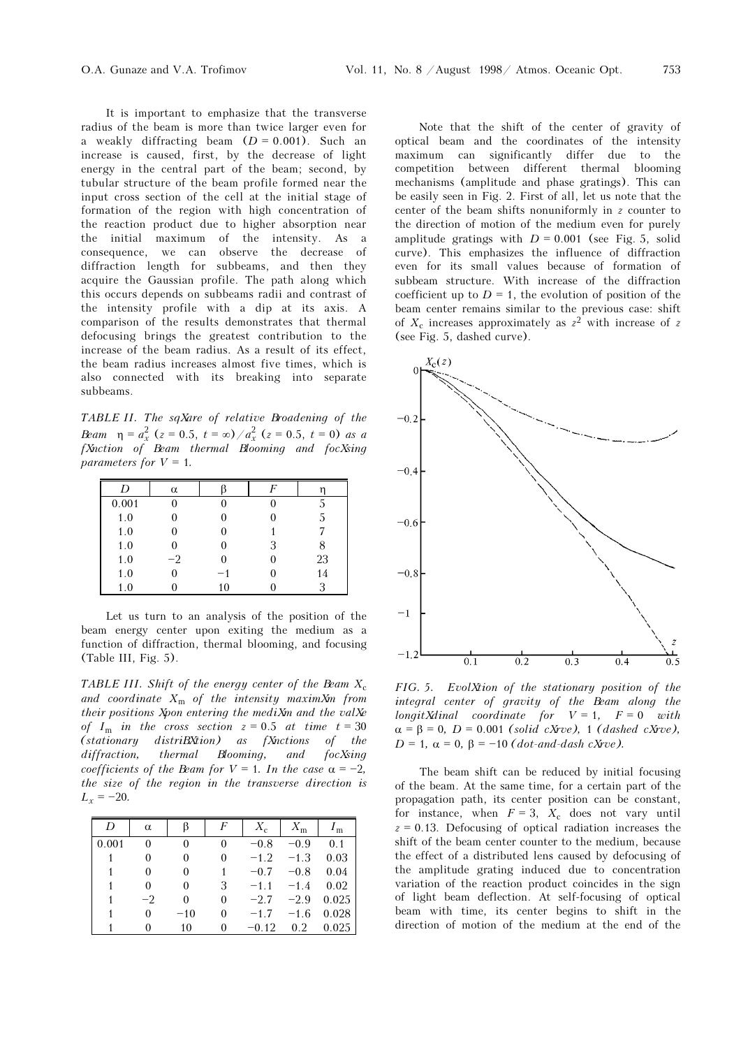It is important to emphasize that the transverse radius of the beam is more than twice larger even for a weakly diffracting beam ($D = 0.001$). Such an increase is caused, first, by the decrease of light energy in the central part of the beam; second, by tubular structure of the beam profile formed near the input cross section of the cell at the initial stage of formation of the region with high concentration of the reaction product due to higher absorption near the initial maximum of the intensity. As a consequence, we can observe the decrease of diffraction length for subbeams, and then they acquire the Gaussian profile. The path along which this occurs depends on subbeams radii and contrast of the intensity profile with a dip at its axis. A comparison of the results demonstrates that thermal defocusing brings the greatest contribution to the increase of the beam radius. As a result of its effect, the beam radius increases almost five times, which is also connected with its breaking into separate subbeams.

*TABLE II. The sqXare of relative Broadening of the Beam $\eta = a_x^2\ (z = 0.5,\ t = \infty)/a_x^2\ (z = 0.5,\ t = 0)$ as a fXnction of Beam thermal Blooming and focXsing parameters for $V = 1$.*

| $D$ | $\alpha$ | $\beta$ | $F$ | $\eta$ |
|---|---|---|---|---|
| 0.001 | 0 | 0 | 0 | 5 |
| 1.0 | 0 | 0 | 0 | 5 |
| 1.0 | 0 | 0 | 1 | 7 |
| 1.0 | 0 | 0 | 3 | 8 |
| 1.0 | −2 | 0 | 0 | 23 |
| 1.0 | 0 | −1 | 0 | 14 |
| 1.0 | 0 | 10 | 0 | 3 |

Let us turn to an analysis of the position of the beam energy center upon exiting the medium as a function of diffraction, thermal blooming, and focusing (Table III, Fig. 5).

*TABLE III. Shift of the energy center of the Beam $X_c$ and coordinate $X_m$ of the intensity maximXm from their positions Xpon entering the mediXm and the valXe of $I_m$ in the cross section $z = 0.5$ at time $t = 30$ (stationary distriBXtion) as fXnctions of the diffraction, thermal Blooming, and focXsing coefficients of the Beam for $V = 1$. In the case $\alpha = -2$, the size of the region in the transverse direction is $L_x = -20$.*

| $D$ | $\alpha$ | $\beta$ | $F$ | $X_c$ | $X_m$ | $I_m$ |
|---|---|---|---|---|---|---|
| 0.001 | 0 | 0 | 0 | −0.8 | −0.9 | 0.1 |
| 1 | 0 | 0 | 0 | −1.2 | −1.3 | 0.03 |
| 1 | 0 | 0 | 1 | −0.7 | −0.8 | 0.04 |
| 1 | 0 | 0 | 3 | −1.1 | −1.4 | 0.02 |
| 1 | −2 | 0 | 0 | −2.7 | −2.9 | 0.025 |
| 1 | 0 | −10 | 0 | −1.7 | −1.6 | 0.028 |
| 1 | 0 | 10 | 0 | −0.12 | 0.2 | 0.025 |

Note that the shift of the center of gravity of optical beam and the coordinates of the intensity maximum can significantly differ due to the competition between different thermal blooming mechanisms (amplitude and phase gratings). This can be easily seen in Fig. 2. First of all, let us note that the center of the beam shifts nonuniformly in $z$ counter to the direction of motion of the medium even for purely amplitude gratings with $D = 0.001$ (see Fig. 5, solid curve). This emphasizes the influence of diffraction even for its small values because of formation of subbeam structure. With increase of the diffraction coefficient up to $D = 1$, the evolution of position of the beam center remains similar to the previous case: shift of $X_c$ increases approximately as $z^2$ with increase of $z$ (see Fig. 5, dashed curve).

*FIG. 5. EvolXtion of the stationary position of the integral center of gravity of the Beam along the longitXdinal coordinate for $V = 1$, $F = 0$ with $\alpha = \beta = 0$, $D = 0.001$ (solid cXrve), 1 (dashed cXrve), $D = 1$, $\alpha = 0$, $\beta = -10$ (dot-and-dash cXrve).*

The beam shift can be reduced by initial focusing of the beam. At the same time, for a certain part of the propagation path, its center position can be constant, for instance, when $F = 3$, $X_c$ does not vary until $z = 0.13$. Defocusing of optical radiation increases the shift of the beam center counter to the medium, because the effect of a distributed lens caused by defocusing of the amplitude grating induced due to concentration variation of the reaction product coincides in the sign of light beam deflection. At self-focusing of optical beam with time, its center begins to shift in the direction of motion of the medium at the end of the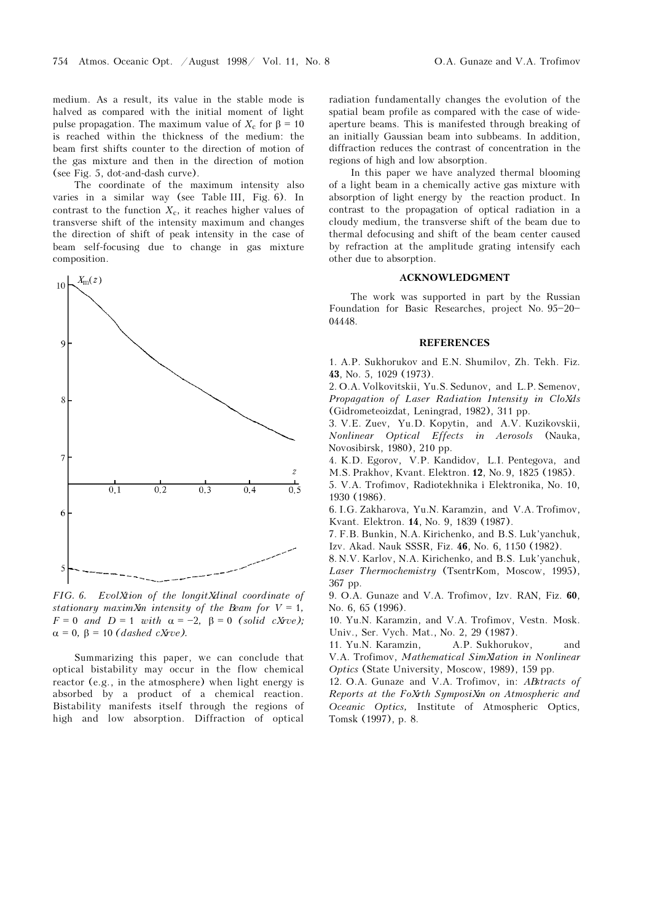medium. As a result, its value in the stable mode is halved as compared with the initial moment of light pulse propagation. The maximum value of $X_c$ for $\beta = 10$ is reached within the thickness of the medium: the beam first shifts counter to the direction of motion of the gas mixture and then in the direction of motion (see Fig. 5, dot-and-dash curve).

The coordinate of the maximum intensity also varies in a similar way (see Table III, Fig. 6). In contrast to the function $X_c$, it reaches higher values of transverse shift of the intensity maximum and changes the direction of shift of peak intensity in the case of beam self-focusing due to change in gas mixture composition.

$X_m(z)$
10
9
8
7
6
5
$z$
0.1
0.2
0.3
0.4
0.5

*FIG. 6. Evolution of the longitudinal coordinate of stationary maximum intensity of the beam for $V = 1$, $F = 0$ and $D = 1$ with $\alpha = -2$, $\beta = 0$ (solid curve); $\alpha = 0$, $\beta = 10$ (dashed curve).*

Summarizing this paper, we can conclude that optical bistability may occur in the flow chemical reactor (e.g., in the atmosphere) when light energy is absorbed by a product of a chemical reaction. Bistability manifests itself through the regions of high and low absorption. Diffraction of optical radiation fundamentally changes the evolution of the spatial beam profile as compared with the case of wide-aperture beams. This is manifested through breaking of an initially Gaussian beam into subbeams. In addition, diffraction reduces the contrast of concentration in the regions of high and low absorption.

In this paper we have analyzed thermal blooming of a light beam in a chemically active gas mixture with absorption of light energy by the reaction product. In contrast to the propagation of optical radiation in a cloudy medium, the transverse shift of the beam due to thermal defocusing and shift of the beam center caused by refraction at the amplitude grating intensify each other due to absorption.

## ACKNOWLEDGMENT

The work was supported in part by the Russian Foundation for Basic Researches, project No. 95–20–04448.

## REFERENCES

1. A.P. Sukhorukov and E.N. Shumilov, Zh. Tekh. Fiz. **43**, No. 5, 1029 (1973).
2. O.A. Volkovitskii, Yu.S. Sedunov, and L.P. Semenov, *Propagation of Laser Radiation Intensity in Clouds* (Gidrometeoizdat, Leningrad, 1982), 311 pp.
3. V.E. Zuev, Yu.D. Kopytin, and A.V. Kuzikovskii, *Nonlinear Optical Effects in Aerosols* (Nauka, Novosibirsk, 1980), 210 pp.
4. K.D. Egorov, V.P. Kandidov, L.I. Pentegova, and M.S. Prakhov, Kvant. Elektron. **12**, No. 9, 1825 (1985).
5. V.A. Trofimov, Radiotekhnika i Elektronika, No. 10, 1930 (1986).
6. I.G. Zakharova, Yu.N. Karamzin, and V.A. Trofimov, Kvant. Elektron. **14**, No. 9, 1839 (1987).
7. F.B. Bunkin, N.A. Kirichenko, and B.S. Luk'yanchuk, Izv. Akad. Nauk SSSR, Fiz. **46**, No. 6, 1150 (1982).
8. N.V. Karlov, N.A. Kirichenko, and B.S. Luk'yanchuk, *Laser Thermochemistry* (TsentrKom, Moscow, 1995), 367 pp.
9. O.A. Gunaze and V.A. Trofimov, Izv. RAN, Fiz. **60**, No. 6, 65 (1996).
10. Yu.N. Karamzin, and V.A. Trofimov, Vestn. Mosk. Univ., Ser. Vych. Mat., No. 2, 29 (1987).
11. Yu.N. Karamzin, A.P. Sukhorukov, and V.A. Trofimov, *Mathematical Simulation in Nonlinear Optics* (State University, Moscow, 1989), 159 pp.
12. O.A. Gunaze and V.A. Trofimov, in: *Abstracts of Reports at the Fourth Symposium on Atmospheric and Oceanic Optics,* Institute of Atmospheric Optics, Tomsk (1997), p. 8.